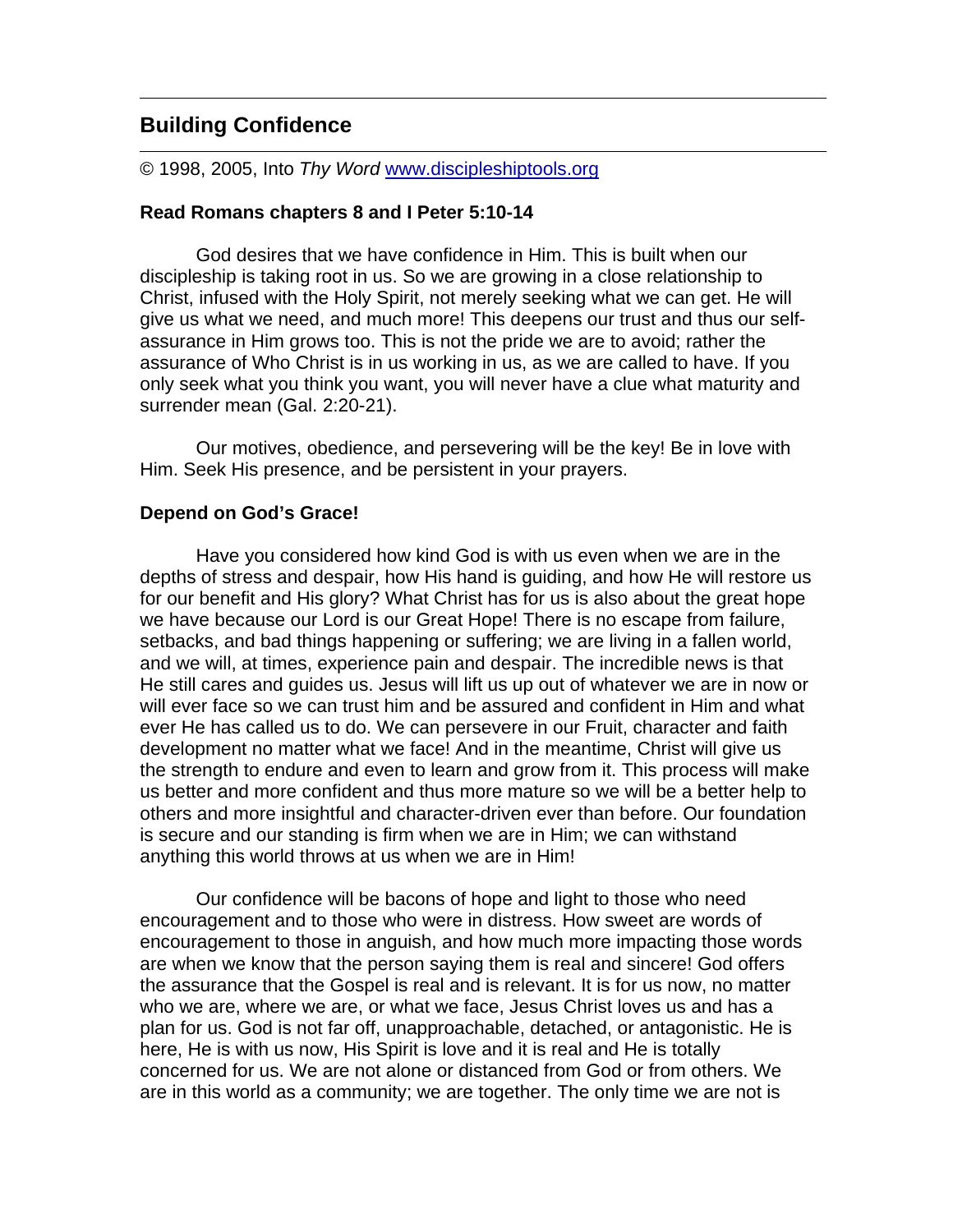## Building Confidence

© 1998, 2005, Into *Thy Word* [www.discipleshiptools.org](http://www.discipleshiptools.org)

**Read Romans chapters 8 and I Peter 5:10-14**

God desires that we have confidence in Him. This is built when our discipleship is taking root in us. So we are growing in a close relationship to Christ, infused with the Holy Spirit, not merely seeking what we can get. He will give us what we need, and much more! This deepens our trust and thus our self-assurance in Him grows too. This is not the pride we are to avoid; rather the assurance of Who Christ is in us working in us, as we are called to have. If you only seek what you think you want, you will never have a clue what maturity and surrender mean (Gal. 2:20-21).

Our motives, obedience, and persevering will be the key! Be in love with Him. Seek His presence, and be persistent in your prayers.

**Depend on God's Grace!**

Have you considered how kind God is with us even when we are in the depths of stress and despair, how His hand is guiding, and how He will restore us for our benefit and His glory? What Christ has for us is also about the great hope we have because our Lord is our Great Hope! There is no escape from failure, setbacks, and bad things happening or suffering; we are living in a fallen world, and we will, at times, experience pain and despair. The incredible news is that He still cares and guides us. Jesus will lift us up out of whatever we are in now or will ever face so we can trust him and be assured and confident in Him and what ever He has called us to do. We can persevere in our Fruit, character and faith development no matter what we face! And in the meantime, Christ will give us the strength to endure and even to learn and grow from it. This process will make us better and more confident and thus more mature so we will be a better help to others and more insightful and character-driven ever than before. Our foundation is secure and our standing is firm when we are in Him; we can withstand anything this world throws at us when we are in Him!

Our confidence will be bacons of hope and light to those who need encouragement and to those who were in distress. How sweet are words of encouragement to those in anguish, and how much more impacting those words are when we know that the person saying them is real and sincere! God offers the assurance that the Gospel is real and is relevant. It is for us now, no matter who we are, where we are, or what we face, Jesus Christ loves us and has a plan for us. God is not far off, unapproachable, detached, or antagonistic. He is here, He is with us now, His Spirit is love and it is real and He is totally concerned for us. We are not alone or distanced from God or from others. We are in this world as a community; we are together. The only time we are not is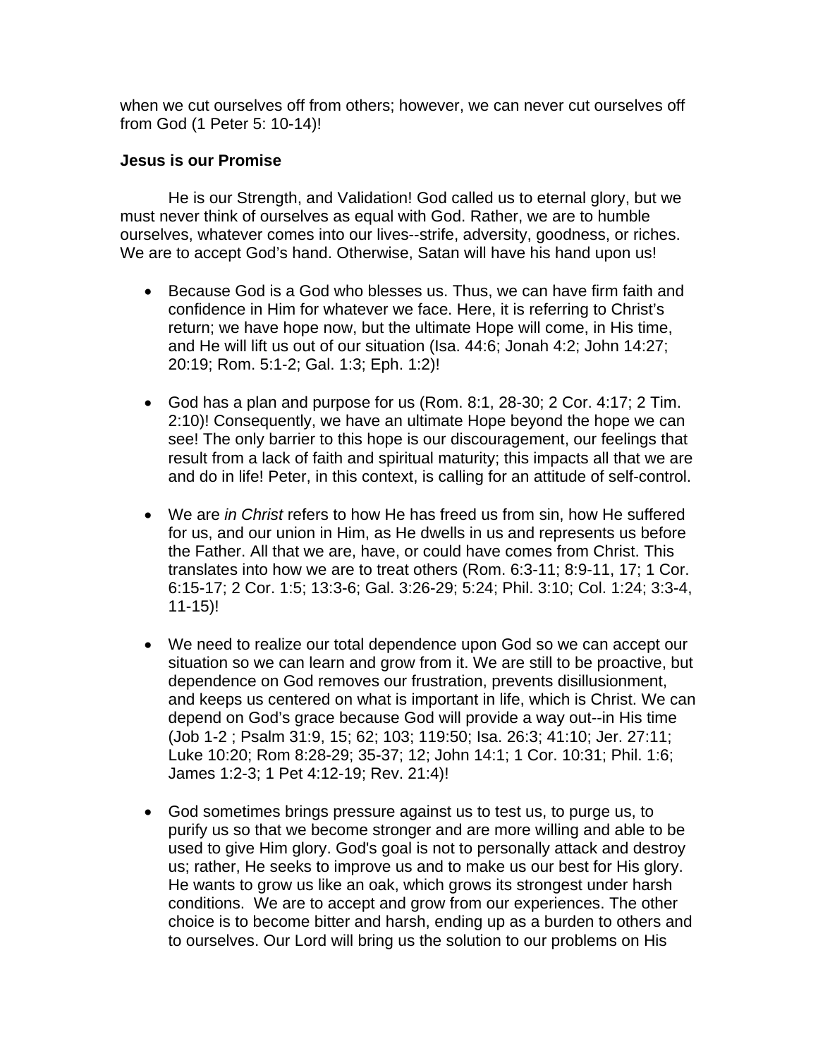when we cut ourselves off from others; however, we can never cut ourselves off from God (1 Peter 5: 10-14)!

**Jesus is our Promise**

He is our Strength, and Validation! God called us to eternal glory, but we must never think of ourselves as equal with God. Rather, we are to humble ourselves, whatever comes into our lives--strife, adversity, goodness, or riches. We are to accept God's hand. Otherwise, Satan will have his hand upon us!

- Because God is a God who blesses us. Thus, we can have firm faith and confidence in Him for whatever we face. Here, it is referring to Christ's return; we have hope now, but the ultimate Hope will come, in His time, and He will lift us out of our situation (Isa. 44:6; Jonah 4:2; John 14:27; 20:19; Rom. 5:1-2; Gal. 1:3; Eph. 1:2)!

- God has a plan and purpose for us (Rom. 8:1, 28-30; 2 Cor. 4:17; 2 Tim. 2:10)! Consequently, we have an ultimate Hope beyond the hope we can see! The only barrier to this hope is our discouragement, our feelings that result from a lack of faith and spiritual maturity; this impacts all that we are and do in life! Peter, in this context, is calling for an attitude of self-control.

- We are *in Christ* refers to how He has freed us from sin, how He suffered for us, and our union in Him, as He dwells in us and represents us before the Father. All that we are, have, or could have comes from Christ. This translates into how we are to treat others (Rom. 6:3-11; 8:9-11, 17; 1 Cor. 6:15-17; 2 Cor. 1:5; 13:3-6; Gal. 3:26-29; 5:24; Phil. 3:10; Col. 1:24; 3:3-4, 11-15)!

- We need to realize our total dependence upon God so we can accept our situation so we can learn and grow from it. We are still to be proactive, but dependence on God removes our frustration, prevents disillusionment, and keeps us centered on what is important in life, which is Christ. We can depend on God's grace because God will provide a way out--in His time (Job 1-2 ; Psalm 31:9, 15; 62; 103; 119:50; Isa. 26:3; 41:10; Jer. 27:11; Luke 10:20; Rom 8:28-29; 35-37; 12; John 14:1; 1 Cor. 10:31; Phil. 1:6; James 1:2-3; 1 Pet 4:12-19; Rev. 21:4)!

- God sometimes brings pressure against us to test us, to purge us, to purify us so that we become stronger and are more willing and able to be used to give Him glory. God's goal is not to personally attack and destroy us; rather, He seeks to improve us and to make us our best for His glory. He wants to grow us like an oak, which grows its strongest under harsh conditions. We are to accept and grow from our experiences. The other choice is to become bitter and harsh, ending up as a burden to others and to ourselves. Our Lord will bring us the solution to our problems on His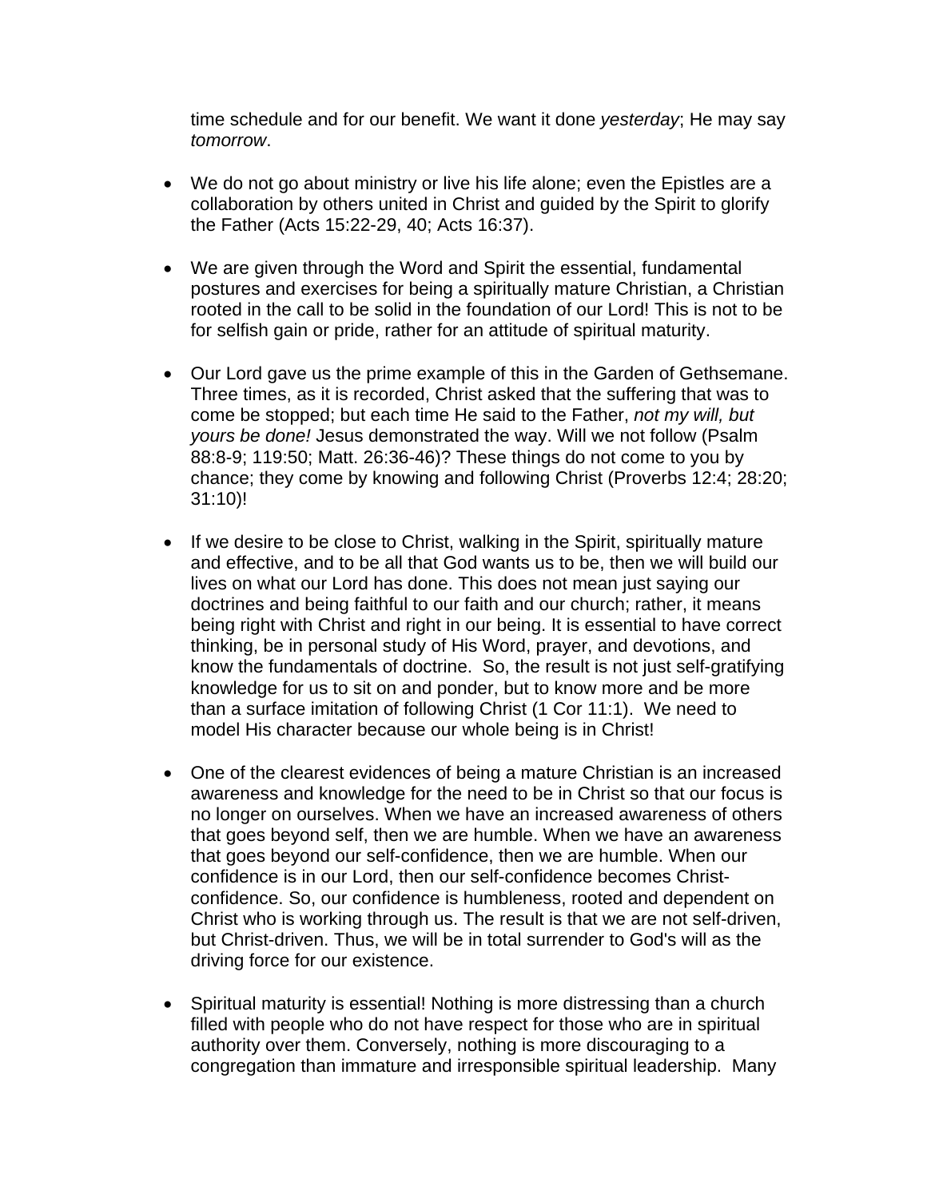time schedule and for our benefit. We want it done *yesterday*; He may say *tomorrow*.

- We do not go about ministry or live his life alone; even the Epistles are a collaboration by others united in Christ and guided by the Spirit to glorify the Father (Acts 15:22-29, 40; Acts 16:37).

- We are given through the Word and Spirit the essential, fundamental postures and exercises for being a spiritually mature Christian, a Christian rooted in the call to be solid in the foundation of our Lord! This is not to be for selfish gain or pride, rather for an attitude of spiritual maturity.

- Our Lord gave us the prime example of this in the Garden of Gethsemane. Three times, as it is recorded, Christ asked that the suffering that was to come be stopped; but each time He said to the Father, *not my will, but yours be done!* Jesus demonstrated the way. Will we not follow (Psalm 88:8-9; 119:50; Matt. 26:36-46)? These things do not come to you by chance; they come by knowing and following Christ (Proverbs 12:4; 28:20; 31:10)!

- If we desire to be close to Christ, walking in the Spirit, spiritually mature and effective, and to be all that God wants us to be, then we will build our lives on what our Lord has done. This does not mean just saying our doctrines and being faithful to our faith and our church; rather, it means being right with Christ and right in our being. It is essential to have correct thinking, be in personal study of His Word, prayer, and devotions, and know the fundamentals of doctrine. So, the result is not just self-gratifying knowledge for us to sit on and ponder, but to know more and be more than a surface imitation of following Christ (1 Cor 11:1). We need to model His character because our whole being is in Christ!

- One of the clearest evidences of being a mature Christian is an increased awareness and knowledge for the need to be in Christ so that our focus is no longer on ourselves. When we have an increased awareness of others that goes beyond self, then we are humble. When we have an awareness that goes beyond our self-confidence, then we are humble. When our confidence is in our Lord, then our self-confidence becomes Christ-confidence. So, our confidence is humbleness, rooted and dependent on Christ who is working through us. The result is that we are not self-driven, but Christ-driven. Thus, we will be in total surrender to God's will as the driving force for our existence.

- Spiritual maturity is essential! Nothing is more distressing than a church filled with people who do not have respect for those who are in spiritual authority over them. Conversely, nothing is more discouraging to a congregation than immature and irresponsible spiritual leadership. Many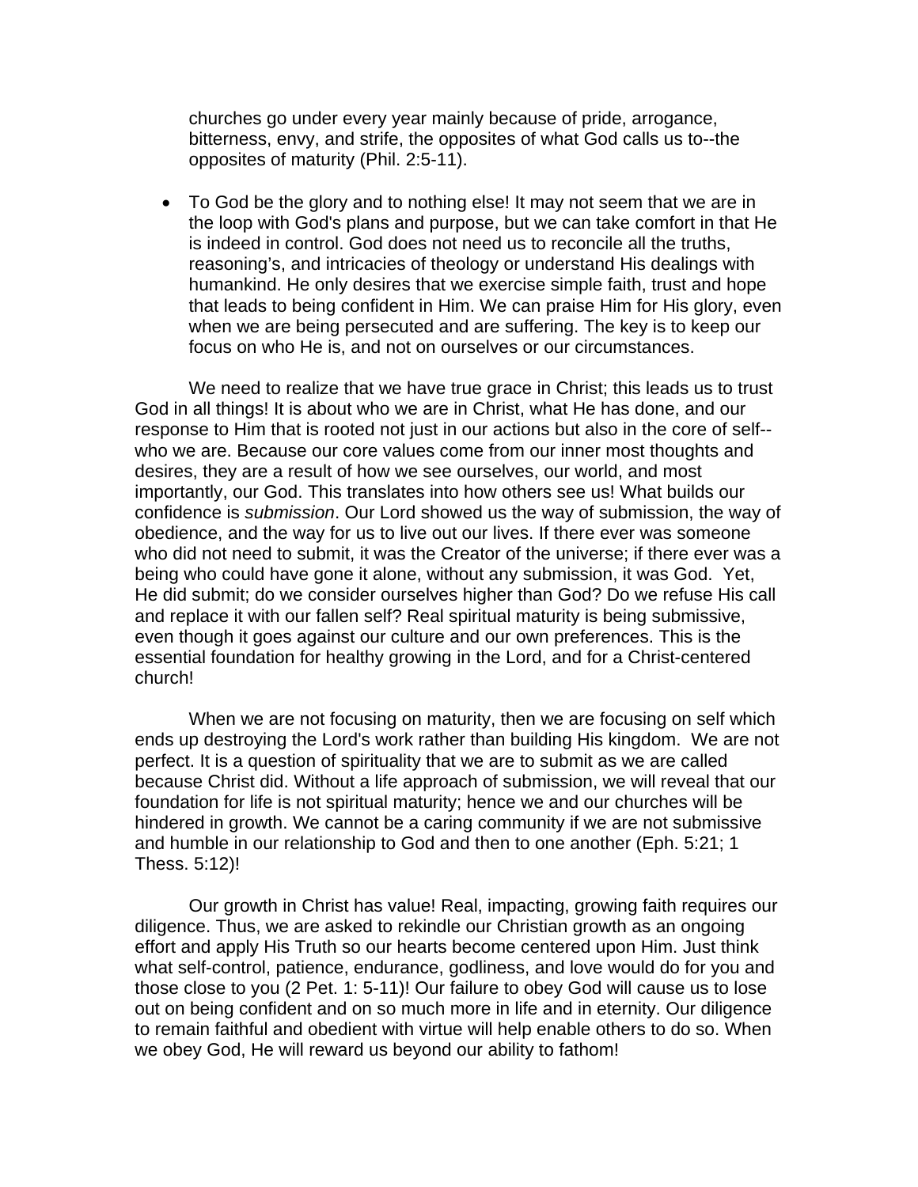churches go under every year mainly because of pride, arrogance, bitterness, envy, and strife, the opposites of what God calls us to--the opposites of maturity (Phil. 2:5-11).

- To God be the glory and to nothing else! It may not seem that we are in the loop with God's plans and purpose, but we can take comfort in that He is indeed in control. God does not need us to reconcile all the truths, reasoning's, and intricacies of theology or understand His dealings with humankind. He only desires that we exercise simple faith, trust and hope that leads to being confident in Him. We can praise Him for His glory, even when we are being persecuted and are suffering. The key is to keep our focus on who He is, and not on ourselves or our circumstances.

We need to realize that we have true grace in Christ; this leads us to trust God in all things! It is about who we are in Christ, what He has done, and our response to Him that is rooted not just in our actions but also in the core of self--who we are. Because our core values come from our inner most thoughts and desires, they are a result of how we see ourselves, our world, and most importantly, our God. This translates into how others see us! What builds our confidence is *submission*. Our Lord showed us the way of submission, the way of obedience, and the way for us to live out our lives. If there ever was someone who did not need to submit, it was the Creator of the universe; if there ever was a being who could have gone it alone, without any submission, it was God. Yet, He did submit; do we consider ourselves higher than God? Do we refuse His call and replace it with our fallen self? Real spiritual maturity is being submissive, even though it goes against our culture and our own preferences. This is the essential foundation for healthy growing in the Lord, and for a Christ-centered church!

When we are not focusing on maturity, then we are focusing on self which ends up destroying the Lord's work rather than building His kingdom. We are not perfect. It is a question of spirituality that we are to submit as we are called because Christ did. Without a life approach of submission, we will reveal that our foundation for life is not spiritual maturity; hence we and our churches will be hindered in growth. We cannot be a caring community if we are not submissive and humble in our relationship to God and then to one another (Eph. 5:21; 1 Thess. 5:12)!

Our growth in Christ has value! Real, impacting, growing faith requires our diligence. Thus, we are asked to rekindle our Christian growth as an ongoing effort and apply His Truth so our hearts become centered upon Him. Just think what self-control, patience, endurance, godliness, and love would do for you and those close to you (2 Pet. 1: 5-11)! Our failure to obey God will cause us to lose out on being confident and on so much more in life and in eternity. Our diligence to remain faithful and obedient with virtue will help enable others to do so. When we obey God, He will reward us beyond our ability to fathom!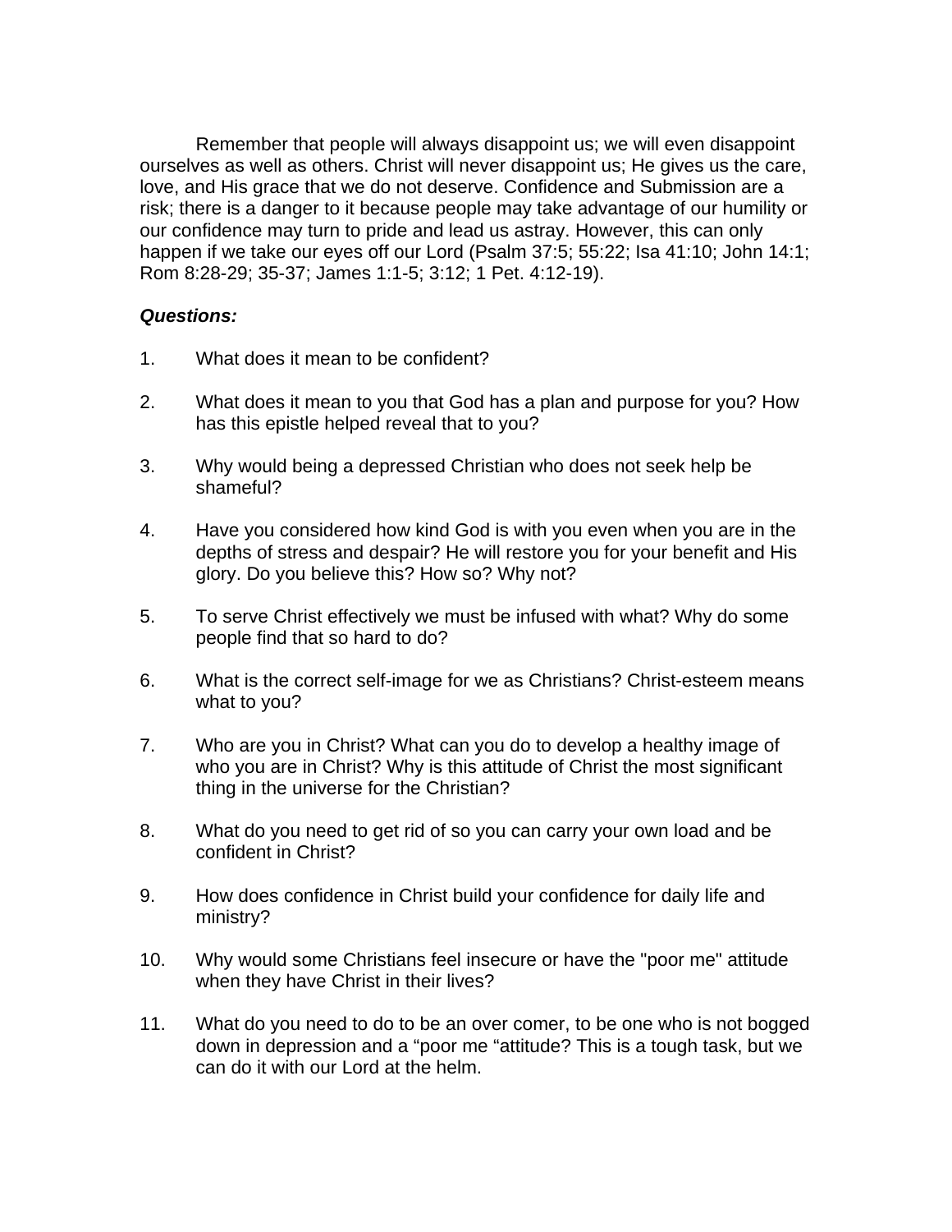Remember that people will always disappoint us; we will even disappoint ourselves as well as others. Christ will never disappoint us; He gives us the care, love, and His grace that we do not deserve. Confidence and Submission are a risk; there is a danger to it because people may take advantage of our humility or our confidence may turn to pride and lead us astray. However, this can only happen if we take our eyes off our Lord (Psalm 37:5; 55:22; Isa 41:10; John 14:1; Rom 8:28-29; 35-37; James 1:1-5; 3:12; 1 Pet. 4:12-19).

***Questions:***

1. What does it mean to be confident?

2. What does it mean to you that God has a plan and purpose for you? How has this epistle helped reveal that to you?

3. Why would being a depressed Christian who does not seek help be shameful?

4. Have you considered how kind God is with you even when you are in the depths of stress and despair? He will restore you for your benefit and His glory. Do you believe this? How so? Why not?

5. To serve Christ effectively we must be infused with what? Why do some people find that so hard to do?

6. What is the correct self-image for we as Christians? Christ-esteem means what to you?

7. Who are you in Christ? What can you do to develop a healthy image of who you are in Christ? Why is this attitude of Christ the most significant thing in the universe for the Christian?

8. What do you need to get rid of so you can carry your own load and be confident in Christ?

9. How does confidence in Christ build your confidence for daily life and ministry?

10. Why would some Christians feel insecure or have the "poor me" attitude when they have Christ in their lives?

11. What do you need to do to be an over comer, to be one who is not bogged down in depression and a “poor me “attitude? This is a tough task, but we can do it with our Lord at the helm.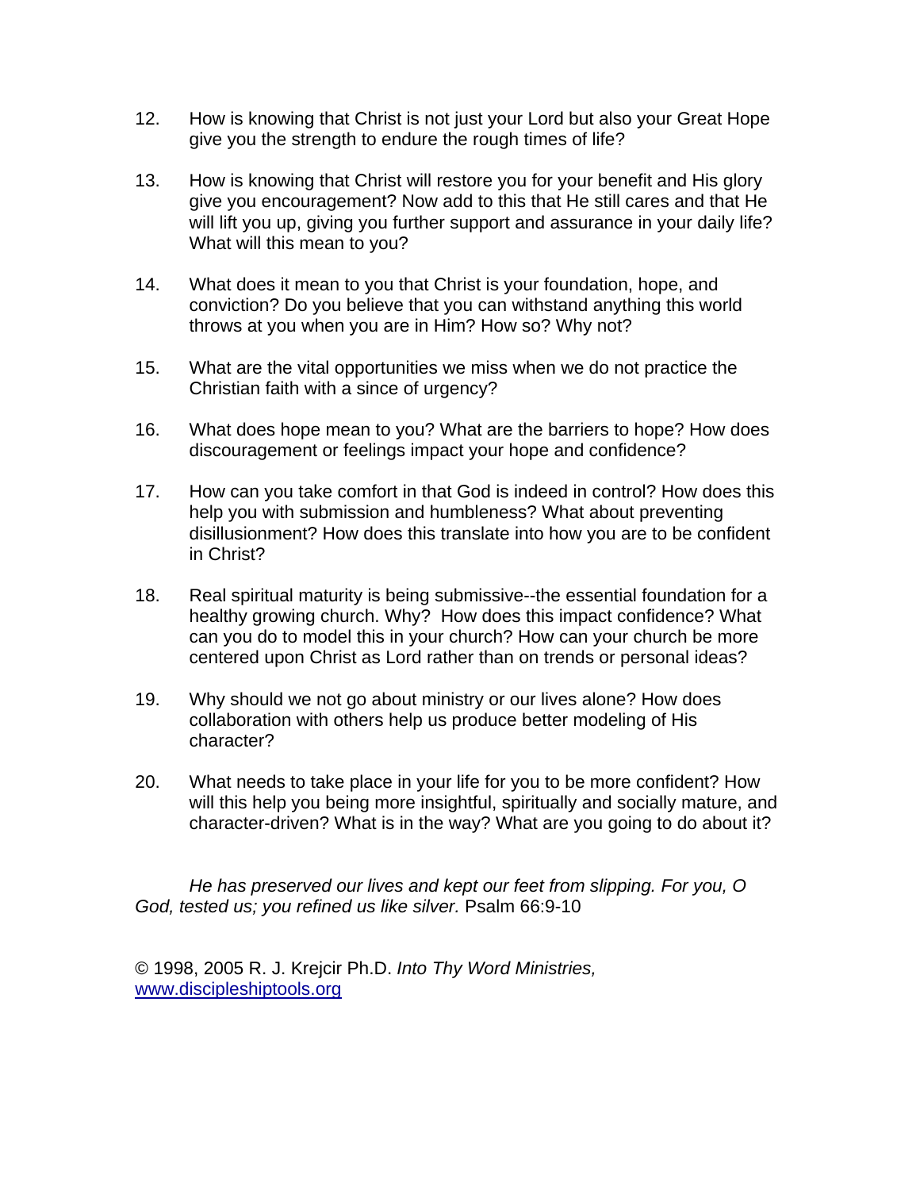12. How is knowing that Christ is not just your Lord but also your Great Hope give you the strength to endure the rough times of life?

13. How is knowing that Christ will restore you for your benefit and His glory give you encouragement? Now add to this that He still cares and that He will lift you up, giving you further support and assurance in your daily life? What will this mean to you?

14. What does it mean to you that Christ is your foundation, hope, and conviction? Do you believe that you can withstand anything this world throws at you when you are in Him? How so? Why not?

15. What are the vital opportunities we miss when we do not practice the Christian faith with a since of urgency?

16. What does hope mean to you? What are the barriers to hope? How does discouragement or feelings impact your hope and confidence?

17. How can you take comfort in that God is indeed in control? How does this help you with submission and humbleness? What about preventing disillusionment? How does this translate into how you are to be confident in Christ?

18. Real spiritual maturity is being submissive--the essential foundation for a healthy growing church. Why? How does this impact confidence? What can you do to model this in your church? How can your church be more centered upon Christ as Lord rather than on trends or personal ideas?

19. Why should we not go about ministry or our lives alone? How does collaboration with others help us produce better modeling of His character?

20. What needs to take place in your life for you to be more confident? How will this help you being more insightful, spiritually and socially mature, and character-driven? What is in the way? What are you going to do about it?

*He has preserved our lives and kept our feet from slipping. For you, O God, tested us; you refined us like silver.* Psalm 66:9-10

© 1998, 2005 R. J. Krejcir Ph.D. *Into Thy Word Ministries,*
[www.discipleshiptools.org](http://www.discipleshiptools.org)